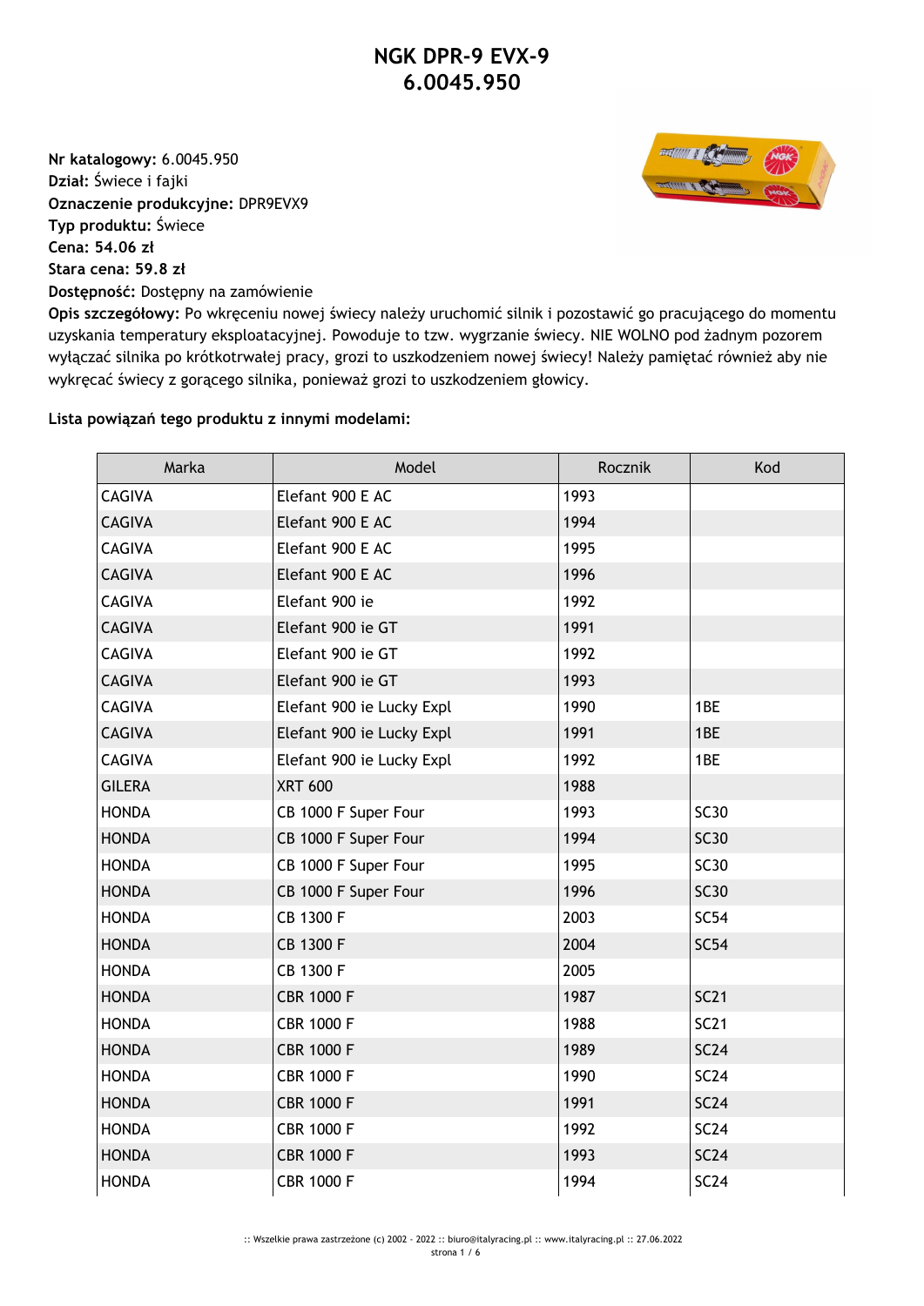# NGK DPR-9 EVX-9
# 6.0045.950

**Nr katalogowy:** 6.0045.950
**Dział:** Świece i fajki
**Oznaczenie produkcyjne:** DPR9EVX9
**Typ produktu:** Świece
**Cena: 54.06 zł**
**Stara cena: 59.8 zł**
**Dostępność:** Dostępny na zamówienie
**Opis szczegółowy:** Po wkręceniu nowej świecy należy uruchomić silnik i pozostawić go pracującego do momentu uzyskania temperatury eksploatacyjnej. Powoduje to tzw. wygrzanie świecy. NIE WOLNO pod żadnym pozorem wyłączać silnika po krótkotrwałej pracy, grozi to uszkodzeniem nowej świecy! Należy pamiętać również aby nie wykręcać świecy z gorącego silnika, ponieważ grozi to uszkodzeniem głowicy.

**Lista powiązań tego produktu z innymi modelami:**

| Marka | Model | Rocznik | Kod |
|---|---|---|---|
| CAGIVA | Elefant 900 E AC | 1993 | |
| CAGIVA | Elefant 900 E AC | 1994 | |
| CAGIVA | Elefant 900 E AC | 1995 | |
| CAGIVA | Elefant 900 E AC | 1996 | |
| CAGIVA | Elefant 900 ie | 1992 | |
| CAGIVA | Elefant 900 ie GT | 1991 | |
| CAGIVA | Elefant 900 ie GT | 1992 | |
| CAGIVA | Elefant 900 ie GT | 1993 | |
| CAGIVA | Elefant 900 ie Lucky Expl | 1990 | 1BE |
| CAGIVA | Elefant 900 ie Lucky Expl | 1991 | 1BE |
| CAGIVA | Elefant 900 ie Lucky Expl | 1992 | 1BE |
| GILERA | XRT 600 | 1988 | |
| HONDA | CB 1000 F Super Four | 1993 | SC30 |
| HONDA | CB 1000 F Super Four | 1994 | SC30 |
| HONDA | CB 1000 F Super Four | 1995 | SC30 |
| HONDA | CB 1000 F Super Four | 1996 | SC30 |
| HONDA | CB 1300 F | 2003 | SC54 |
| HONDA | CB 1300 F | 2004 | SC54 |
| HONDA | CB 1300 F | 2005 | |
| HONDA | CBR 1000 F | 1987 | SC21 |
| HONDA | CBR 1000 F | 1988 | SC21 |
| HONDA | CBR 1000 F | 1989 | SC24 |
| HONDA | CBR 1000 F | 1990 | SC24 |
| HONDA | CBR 1000 F | 1991 | SC24 |
| HONDA | CBR 1000 F | 1992 | SC24 |
| HONDA | CBR 1000 F | 1993 | SC24 |
| HONDA | CBR 1000 F | 1994 | SC24 |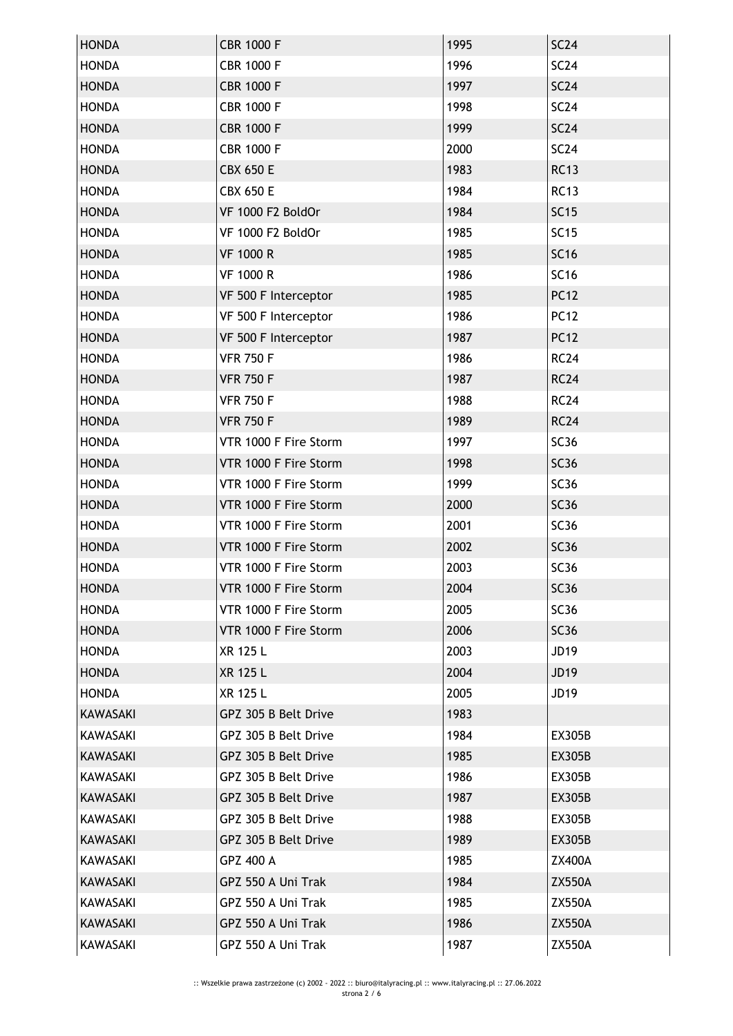| HONDA | CBR 1000 F | 1995 | SC24 |
|---|---|---|---|
| HONDA | CBR 1000 F | 1996 | SC24 |
| HONDA | CBR 1000 F | 1997 | SC24 |
| HONDA | CBR 1000 F | 1998 | SC24 |
| HONDA | CBR 1000 F | 1999 | SC24 |
| HONDA | CBR 1000 F | 2000 | SC24 |
| HONDA | CBX 650 E | 1983 | RC13 |
| HONDA | CBX 650 E | 1984 | RC13 |
| HONDA | VF 1000 F2 BoldOr | 1984 | SC15 |
| HONDA | VF 1000 F2 BoldOr | 1985 | SC15 |
| HONDA | VF 1000 R | 1985 | SC16 |
| HONDA | VF 1000 R | 1986 | SC16 |
| HONDA | VF 500 F Interceptor | 1985 | PC12 |
| HONDA | VF 500 F Interceptor | 1986 | PC12 |
| HONDA | VF 500 F Interceptor | 1987 | PC12 |
| HONDA | VFR 750 F | 1986 | RC24 |
| HONDA | VFR 750 F | 1987 | RC24 |
| HONDA | VFR 750 F | 1988 | RC24 |
| HONDA | VFR 750 F | 1989 | RC24 |
| HONDA | VTR 1000 F Fire Storm | 1997 | SC36 |
| HONDA | VTR 1000 F Fire Storm | 1998 | SC36 |
| HONDA | VTR 1000 F Fire Storm | 1999 | SC36 |
| HONDA | VTR 1000 F Fire Storm | 2000 | SC36 |
| HONDA | VTR 1000 F Fire Storm | 2001 | SC36 |
| HONDA | VTR 1000 F Fire Storm | 2002 | SC36 |
| HONDA | VTR 1000 F Fire Storm | 2003 | SC36 |
| HONDA | VTR 1000 F Fire Storm | 2004 | SC36 |
| HONDA | VTR 1000 F Fire Storm | 2005 | SC36 |
| HONDA | VTR 1000 F Fire Storm | 2006 | SC36 |
| HONDA | XR 125 L | 2003 | JD19 |
| HONDA | XR 125 L | 2004 | JD19 |
| HONDA | XR 125 L | 2005 | JD19 |
| KAWASAKI | GPZ 305 B Belt Drive | 1983 | |
| KAWASAKI | GPZ 305 B Belt Drive | 1984 | EX305B |
| KAWASAKI | GPZ 305 B Belt Drive | 1985 | EX305B |
| KAWASAKI | GPZ 305 B Belt Drive | 1986 | EX305B |
| KAWASAKI | GPZ 305 B Belt Drive | 1987 | EX305B |
| KAWASAKI | GPZ 305 B Belt Drive | 1988 | EX305B |
| KAWASAKI | GPZ 305 B Belt Drive | 1989 | EX305B |
| KAWASAKI | GPZ 400 A | 1985 | ZX400A |
| KAWASAKI | GPZ 550 A Uni Trak | 1984 | ZX550A |
| KAWASAKI | GPZ 550 A Uni Trak | 1985 | ZX550A |
| KAWASAKI | GPZ 550 A Uni Trak | 1986 | ZX550A |
| KAWASAKI | GPZ 550 A Uni Trak | 1987 | ZX550A |

:: Wszelkie prawa zastrzeżone (c) 2002 - 2022 :: biuro@italyracing.pl :: www.italyracing.pl :: 27.06.2022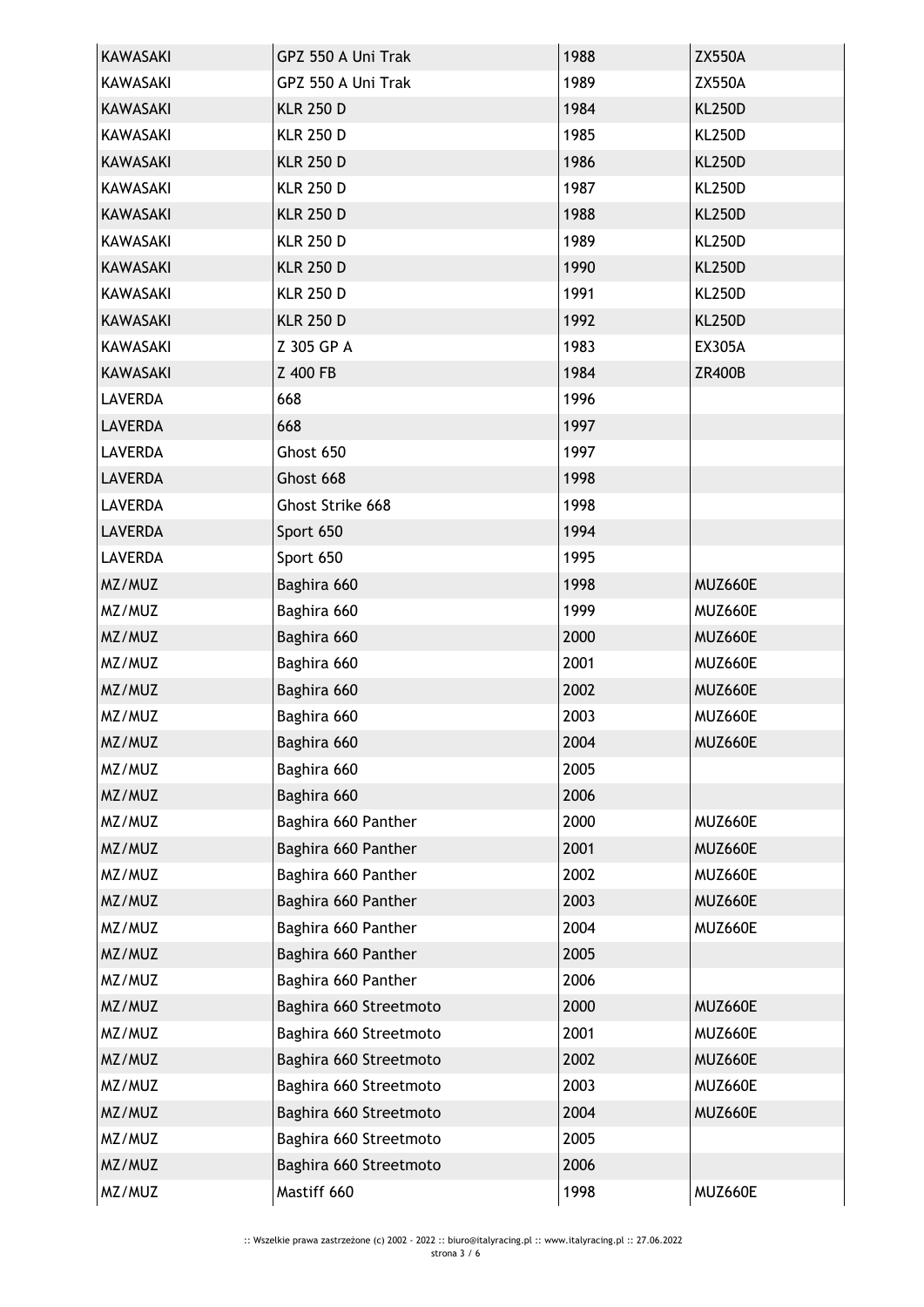| KAWASAKI | GPZ 550 A Uni Trak | 1988 | ZX550A |
|---|---|---|---|
| KAWASAKI | GPZ 550 A Uni Trak | 1989 | ZX550A |
| KAWASAKI | KLR 250 D | 1984 | KL250D |
| KAWASAKI | KLR 250 D | 1985 | KL250D |
| KAWASAKI | KLR 250 D | 1986 | KL250D |
| KAWASAKI | KLR 250 D | 1987 | KL250D |
| KAWASAKI | KLR 250 D | 1988 | KL250D |
| KAWASAKI | KLR 250 D | 1989 | KL250D |
| KAWASAKI | KLR 250 D | 1990 | KL250D |
| KAWASAKI | KLR 250 D | 1991 | KL250D |
| KAWASAKI | KLR 250 D | 1992 | KL250D |
| KAWASAKI | Z 305 GP A | 1983 | EX305A |
| KAWASAKI | Z 400 FB | 1984 | ZR400B |
| LAVERDA | 668 | 1996 | |
| LAVERDA | 668 | 1997 | |
| LAVERDA | Ghost 650 | 1997 | |
| LAVERDA | Ghost 668 | 1998 | |
| LAVERDA | Ghost Strike 668 | 1998 | |
| LAVERDA | Sport 650 | 1994 | |
| LAVERDA | Sport 650 | 1995 | |
| MZ/MUZ | Baghira 660 | 1998 | MUZ660E |
| MZ/MUZ | Baghira 660 | 1999 | MUZ660E |
| MZ/MUZ | Baghira 660 | 2000 | MUZ660E |
| MZ/MUZ | Baghira 660 | 2001 | MUZ660E |
| MZ/MUZ | Baghira 660 | 2002 | MUZ660E |
| MZ/MUZ | Baghira 660 | 2003 | MUZ660E |
| MZ/MUZ | Baghira 660 | 2004 | MUZ660E |
| MZ/MUZ | Baghira 660 | 2005 | |
| MZ/MUZ | Baghira 660 | 2006 | |
| MZ/MUZ | Baghira 660 Panther | 2000 | MUZ660E |
| MZ/MUZ | Baghira 660 Panther | 2001 | MUZ660E |
| MZ/MUZ | Baghira 660 Panther | 2002 | MUZ660E |
| MZ/MUZ | Baghira 660 Panther | 2003 | MUZ660E |
| MZ/MUZ | Baghira 660 Panther | 2004 | MUZ660E |
| MZ/MUZ | Baghira 660 Panther | 2005 | |
| MZ/MUZ | Baghira 660 Panther | 2006 | |
| MZ/MUZ | Baghira 660 Streetmoto | 2000 | MUZ660E |
| MZ/MUZ | Baghira 660 Streetmoto | 2001 | MUZ660E |
| MZ/MUZ | Baghira 660 Streetmoto | 2002 | MUZ660E |
| MZ/MUZ | Baghira 660 Streetmoto | 2003 | MUZ660E |
| MZ/MUZ | Baghira 660 Streetmoto | 2004 | MUZ660E |
| MZ/MUZ | Baghira 660 Streetmoto | 2005 | |
| MZ/MUZ | Baghira 660 Streetmoto | 2006 | |
| MZ/MUZ | Mastiff 660 | 1998 | MUZ660E |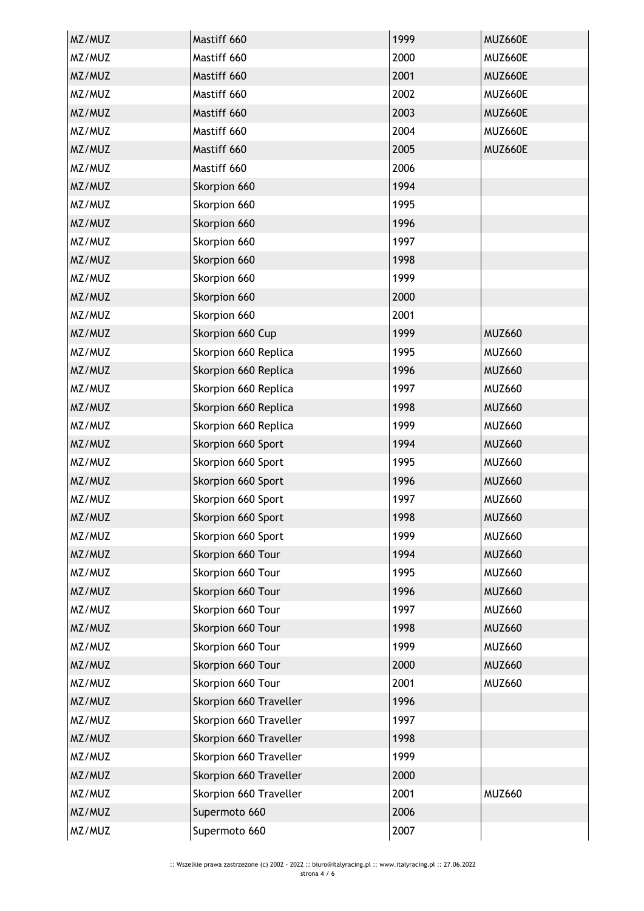| MZ/MUZ | Mastiff 660 | 1999 | MUZ660E |
|---|---|---|---|
| MZ/MUZ | Mastiff 660 | 2000 | MUZ660E |
| MZ/MUZ | Mastiff 660 | 2001 | MUZ660E |
| MZ/MUZ | Mastiff 660 | 2002 | MUZ660E |
| MZ/MUZ | Mastiff 660 | 2003 | MUZ660E |
| MZ/MUZ | Mastiff 660 | 2004 | MUZ660E |
| MZ/MUZ | Mastiff 660 | 2005 | MUZ660E |
| MZ/MUZ | Mastiff 660 | 2006 | |
| MZ/MUZ | Skorpion 660 | 1994 | |
| MZ/MUZ | Skorpion 660 | 1995 | |
| MZ/MUZ | Skorpion 660 | 1996 | |
| MZ/MUZ | Skorpion 660 | 1997 | |
| MZ/MUZ | Skorpion 660 | 1998 | |
| MZ/MUZ | Skorpion 660 | 1999 | |
| MZ/MUZ | Skorpion 660 | 2000 | |
| MZ/MUZ | Skorpion 660 | 2001 | |
| MZ/MUZ | Skorpion 660 Cup | 1999 | MUZ660 |
| MZ/MUZ | Skorpion 660 Replica | 1995 | MUZ660 |
| MZ/MUZ | Skorpion 660 Replica | 1996 | MUZ660 |
| MZ/MUZ | Skorpion 660 Replica | 1997 | MUZ660 |
| MZ/MUZ | Skorpion 660 Replica | 1998 | MUZ660 |
| MZ/MUZ | Skorpion 660 Replica | 1999 | MUZ660 |
| MZ/MUZ | Skorpion 660 Sport | 1994 | MUZ660 |
| MZ/MUZ | Skorpion 660 Sport | 1995 | MUZ660 |
| MZ/MUZ | Skorpion 660 Sport | 1996 | MUZ660 |
| MZ/MUZ | Skorpion 660 Sport | 1997 | MUZ660 |
| MZ/MUZ | Skorpion 660 Sport | 1998 | MUZ660 |
| MZ/MUZ | Skorpion 660 Sport | 1999 | MUZ660 |
| MZ/MUZ | Skorpion 660 Tour | 1994 | MUZ660 |
| MZ/MUZ | Skorpion 660 Tour | 1995 | MUZ660 |
| MZ/MUZ | Skorpion 660 Tour | 1996 | MUZ660 |
| MZ/MUZ | Skorpion 660 Tour | 1997 | MUZ660 |
| MZ/MUZ | Skorpion 660 Tour | 1998 | MUZ660 |
| MZ/MUZ | Skorpion 660 Tour | 1999 | MUZ660 |
| MZ/MUZ | Skorpion 660 Tour | 2000 | MUZ660 |
| MZ/MUZ | Skorpion 660 Tour | 2001 | MUZ660 |
| MZ/MUZ | Skorpion 660 Traveller | 1996 | |
| MZ/MUZ | Skorpion 660 Traveller | 1997 | |
| MZ/MUZ | Skorpion 660 Traveller | 1998 | |
| MZ/MUZ | Skorpion 660 Traveller | 1999 | |
| MZ/MUZ | Skorpion 660 Traveller | 2000 | |
| MZ/MUZ | Skorpion 660 Traveller | 2001 | MUZ660 |
| MZ/MUZ | Supermoto 660 | 2006 | |
| MZ/MUZ | Supermoto 660 | 2007 | |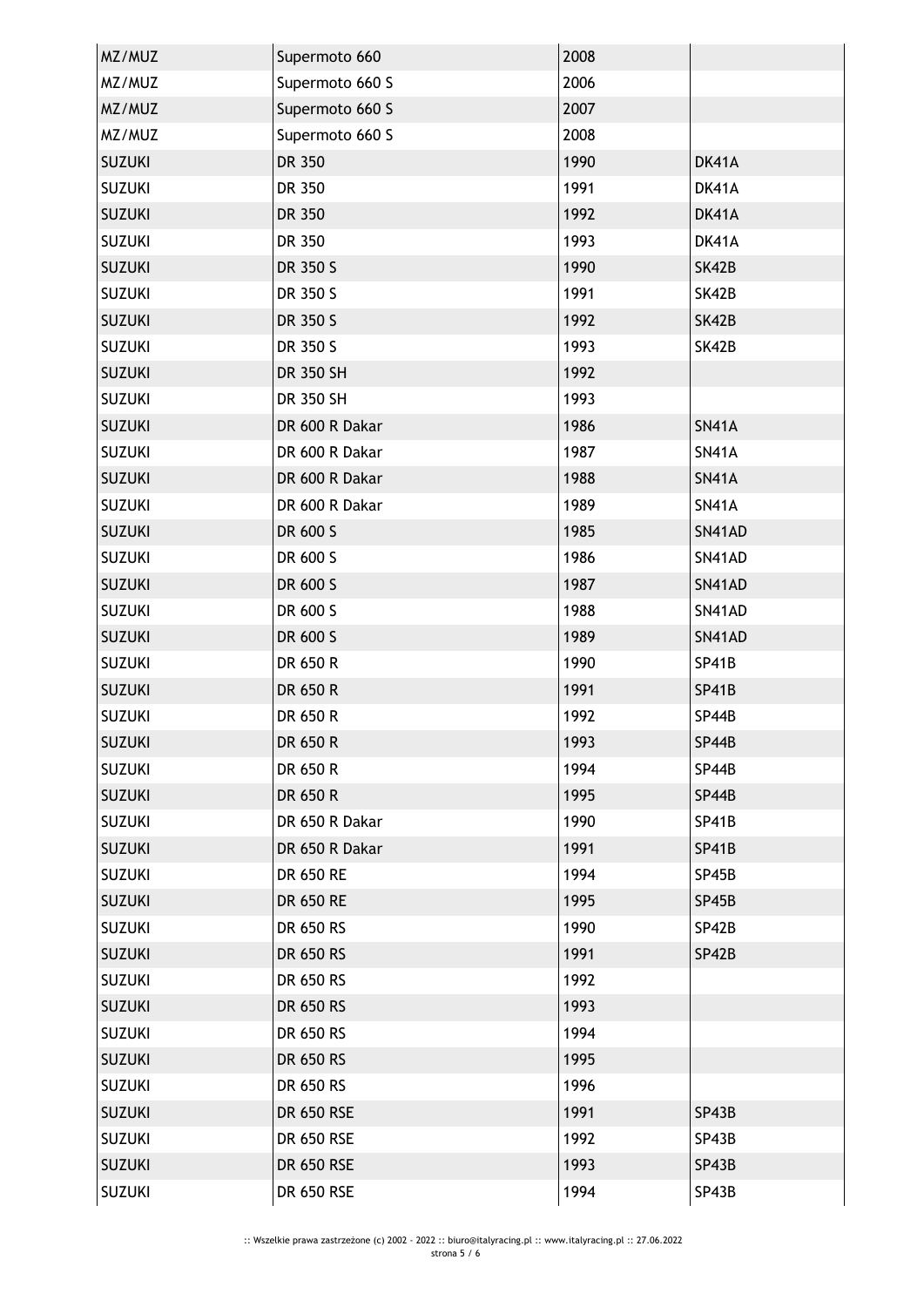| MZ/MUZ | Supermoto 660 | 2008 | |
|---|---|---|---|
| MZ/MUZ | Supermoto 660 S | 2006 | |
| MZ/MUZ | Supermoto 660 S | 2007 | |
| MZ/MUZ | Supermoto 660 S | 2008 | |
| SUZUKI | DR 350 | 1990 | DK41A |
| SUZUKI | DR 350 | 1991 | DK41A |
| SUZUKI | DR 350 | 1992 | DK41A |
| SUZUKI | DR 350 | 1993 | DK41A |
| SUZUKI | DR 350 S | 1990 | SK42B |
| SUZUKI | DR 350 S | 1991 | SK42B |
| SUZUKI | DR 350 S | 1992 | SK42B |
| SUZUKI | DR 350 S | 1993 | SK42B |
| SUZUKI | DR 350 SH | 1992 | |
| SUZUKI | DR 350 SH | 1993 | |
| SUZUKI | DR 600 R Dakar | 1986 | SN41A |
| SUZUKI | DR 600 R Dakar | 1987 | SN41A |
| SUZUKI | DR 600 R Dakar | 1988 | SN41A |
| SUZUKI | DR 600 R Dakar | 1989 | SN41A |
| SUZUKI | DR 600 S | 1985 | SN41AD |
| SUZUKI | DR 600 S | 1986 | SN41AD |
| SUZUKI | DR 600 S | 1987 | SN41AD |
| SUZUKI | DR 600 S | 1988 | SN41AD |
| SUZUKI | DR 600 S | 1989 | SN41AD |
| SUZUKI | DR 650 R | 1990 | SP41B |
| SUZUKI | DR 650 R | 1991 | SP41B |
| SUZUKI | DR 650 R | 1992 | SP44B |
| SUZUKI | DR 650 R | 1993 | SP44B |
| SUZUKI | DR 650 R | 1994 | SP44B |
| SUZUKI | DR 650 R | 1995 | SP44B |
| SUZUKI | DR 650 R Dakar | 1990 | SP41B |
| SUZUKI | DR 650 R Dakar | 1991 | SP41B |
| SUZUKI | DR 650 RE | 1994 | SP45B |
| SUZUKI | DR 650 RE | 1995 | SP45B |
| SUZUKI | DR 650 RS | 1990 | SP42B |
| SUZUKI | DR 650 RS | 1991 | SP42B |
| SUZUKI | DR 650 RS | 1992 | |
| SUZUKI | DR 650 RS | 1993 | |
| SUZUKI | DR 650 RS | 1994 | |
| SUZUKI | DR 650 RS | 1995 | |
| SUZUKI | DR 650 RS | 1996 | |
| SUZUKI | DR 650 RSE | 1991 | SP43B |
| SUZUKI | DR 650 RSE | 1992 | SP43B |
| SUZUKI | DR 650 RSE | 1993 | SP43B |
| SUZUKI | DR 650 RSE | 1994 | SP43B |

:: Wszelkie prawa zastrzeżone (c) 2002 - 2022 :: biuro@italyracing.pl :: www.italyracing.pl :: 27.06.2022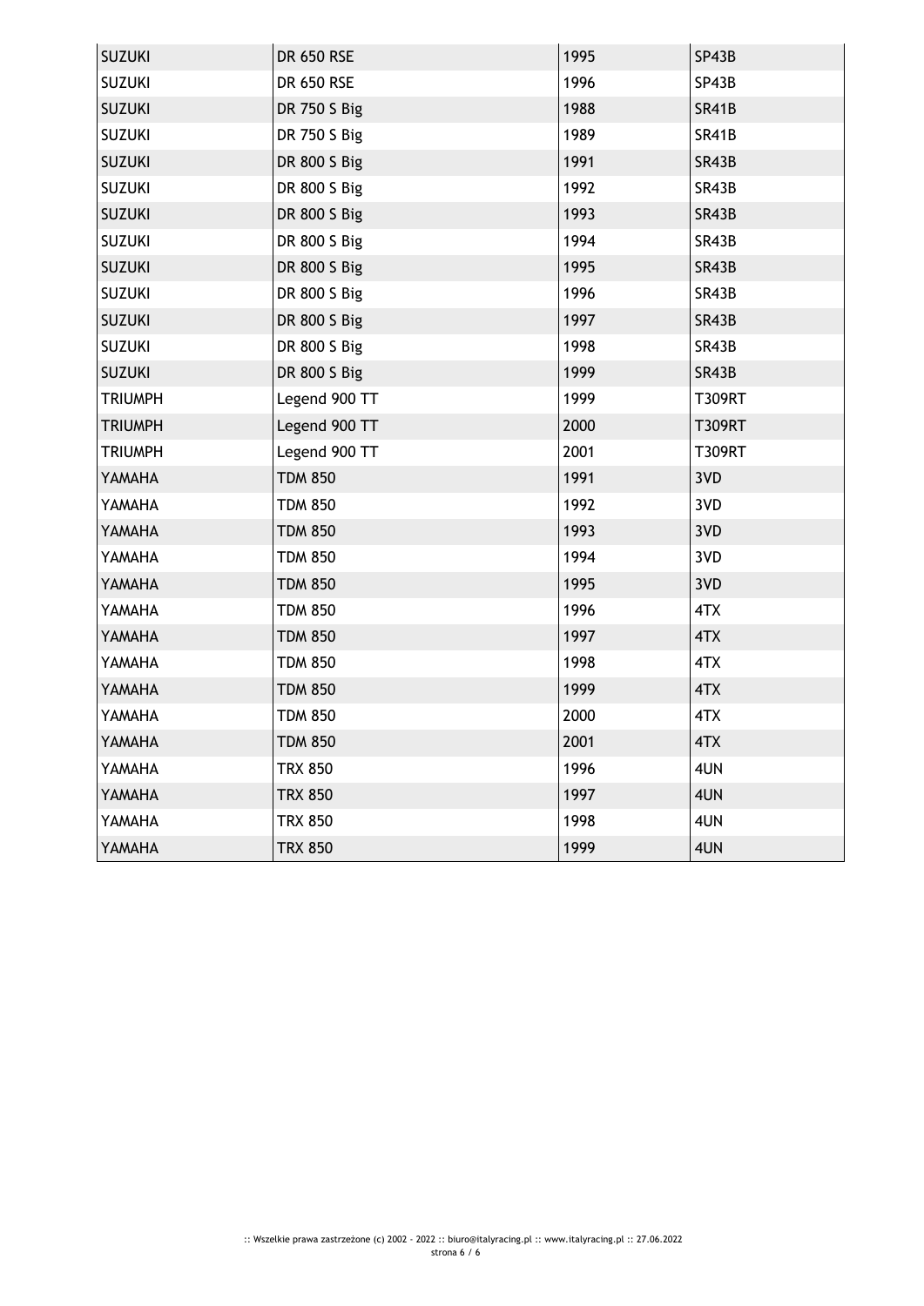| | | | |
|---|---|---|---|
| SUZUKI | DR 650 RSE | 1995 | SP43B |
| SUZUKI | DR 650 RSE | 1996 | SP43B |
| SUZUKI | DR 750 S Big | 1988 | SR41B |
| SUZUKI | DR 750 S Big | 1989 | SR41B |
| SUZUKI | DR 800 S Big | 1991 | SR43B |
| SUZUKI | DR 800 S Big | 1992 | SR43B |
| SUZUKI | DR 800 S Big | 1993 | SR43B |
| SUZUKI | DR 800 S Big | 1994 | SR43B |
| SUZUKI | DR 800 S Big | 1995 | SR43B |
| SUZUKI | DR 800 S Big | 1996 | SR43B |
| SUZUKI | DR 800 S Big | 1997 | SR43B |
| SUZUKI | DR 800 S Big | 1998 | SR43B |
| SUZUKI | DR 800 S Big | 1999 | SR43B |
| TRIUMPH | Legend 900 TT | 1999 | T309RT |
| TRIUMPH | Legend 900 TT | 2000 | T309RT |
| TRIUMPH | Legend 900 TT | 2001 | T309RT |
| YAMAHA | TDM 850 | 1991 | 3VD |
| YAMAHA | TDM 850 | 1992 | 3VD |
| YAMAHA | TDM 850 | 1993 | 3VD |
| YAMAHA | TDM 850 | 1994 | 3VD |
| YAMAHA | TDM 850 | 1995 | 3VD |
| YAMAHA | TDM 850 | 1996 | 4TX |
| YAMAHA | TDM 850 | 1997 | 4TX |
| YAMAHA | TDM 850 | 1998 | 4TX |
| YAMAHA | TDM 850 | 1999 | 4TX |
| YAMAHA | TDM 850 | 2000 | 4TX |
| YAMAHA | TDM 850 | 2001 | 4TX |
| YAMAHA | TRX 850 | 1996 | 4UN |
| YAMAHA | TRX 850 | 1997 | 4UN |
| YAMAHA | TRX 850 | 1998 | 4UN |
| YAMAHA | TRX 850 | 1999 | 4UN |

:: Wszelkie prawa zastrzeżone (c) 2002 - 2022 :: biuro@italyracing.pl :: www.italyracing.pl :: 27.06.2022